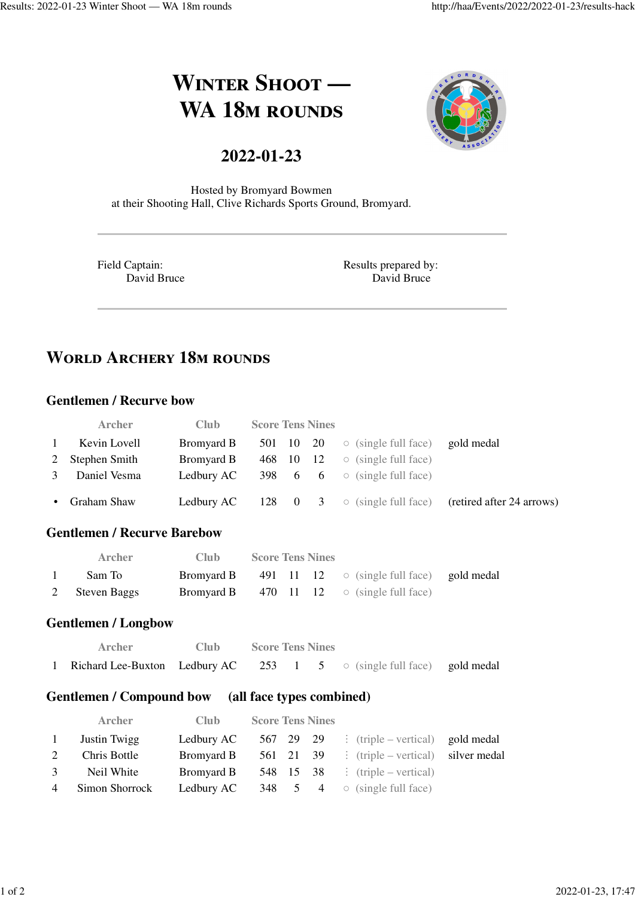# Winter Shoot — WA 18m rounds

## 2022-01-23

Hosted by Bromyard Bowmen
at their Shooting Hall, Clive Richards Sports Ground, Bromyard.

Field Captain:
David Bruce

Results prepared by:
David Bruce

## World Archery 18m rounds

### Gentlemen / Recurve bow

| | Archer | Club | Score | Tens | Nines | | |
|---|---|---|---|---|---|---|---|
| 1 | Kevin Lovell | Bromyard B | 501 | 10 | 20 | ○ (single full face) | gold medal |
| 2 | Stephen Smith | Bromyard B | 468 | 10 | 12 | ○ (single full face) | |
| 3 | Daniel Vesma | Ledbury AC | 398 | 6 | 6 | ○ (single full face) | |
| • | Graham Shaw | Ledbury AC | 128 | 0 | 3 | ○ (single full face) | (retired after 24 arrows) |

### Gentlemen / Recurve Barebow

| | Archer | Club | Score | Tens | Nines | | |
|---|---|---|---|---|---|---|---|
| 1 | Sam To | Bromyard B | 491 | 11 | 12 | ○ (single full face) | gold medal |
| 2 | Steven Baggs | Bromyard B | 470 | 11 | 12 | ○ (single full face) | |

### Gentlemen / Longbow

| | Archer | Club | Score | Tens | Nines | | |
|---|---|---|---|---|---|---|---|
| 1 | Richard Lee-Buxton | Ledbury AC | 253 | 1 | 5 | ○ (single full face) | gold medal |

### Gentlemen / Compound bow (all face types combined)

| | Archer | Club | Score | Tens | Nines | | |
|---|---|---|---|---|---|---|---|
| 1 | Justin Twigg | Ledbury AC | 567 | 29 | 29 | ⋮ (triple – vertical) | gold medal |
| 2 | Chris Bottle | Bromyard B | 561 | 21 | 39 | ⋮ (triple – vertical) | silver medal |
| 3 | Neil White | Bromyard B | 548 | 15 | 38 | ⋮ (triple – vertical) | |
| 4 | Simon Shorrock | Ledbury AC | 348 | 5 | 4 | ○ (single full face) | |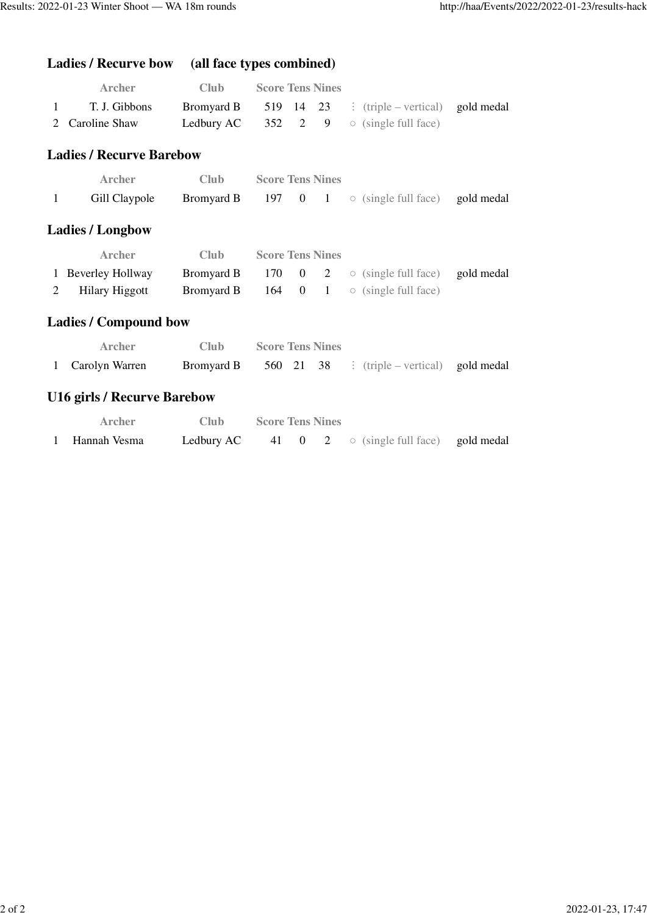## Ladies / Recurve bow (all face types combined)

| | Archer | Club | Score | Tens | Nines | | |
|---|---|---|---|---|---|---|---|
| 1 | T. J. Gibbons | Bromyard B | 519 | 14 | 23 | ⋮ (triple – vertical) | gold medal |
| 2 | Caroline Shaw | Ledbury AC | 352 | 2 | 9 | ○ (single full face) | |

## Ladies / Recurve Barebow

| | Archer | Club | Score | Tens | Nines | | |
|---|---|---|---|---|---|---|---|
| 1 | Gill Claypole | Bromyard B | 197 | 0 | 1 | ○ (single full face) | gold medal |

## Ladies / Longbow

| | Archer | Club | Score | Tens | Nines | | |
|---|---|---|---|---|---|---|---|
| 1 | Beverley Hollway | Bromyard B | 170 | 0 | 2 | ○ (single full face) | gold medal |
| 2 | Hilary Higgott | Bromyard B | 164 | 0 | 1 | ○ (single full face) | |

## Ladies / Compound bow

| | Archer | Club | Score | Tens | Nines | | |
|---|---|---|---|---|---|---|---|
| 1 | Carolyn Warren | Bromyard B | 560 | 21 | 38 | ⋮ (triple – vertical) | gold medal |

## U16 girls / Recurve Barebow

| | Archer | Club | Score | Tens | Nines | | |
|---|---|---|---|---|---|---|---|
| 1 | Hannah Vesma | Ledbury AC | 41 | 0 | 2 | ○ (single full face) | gold medal |